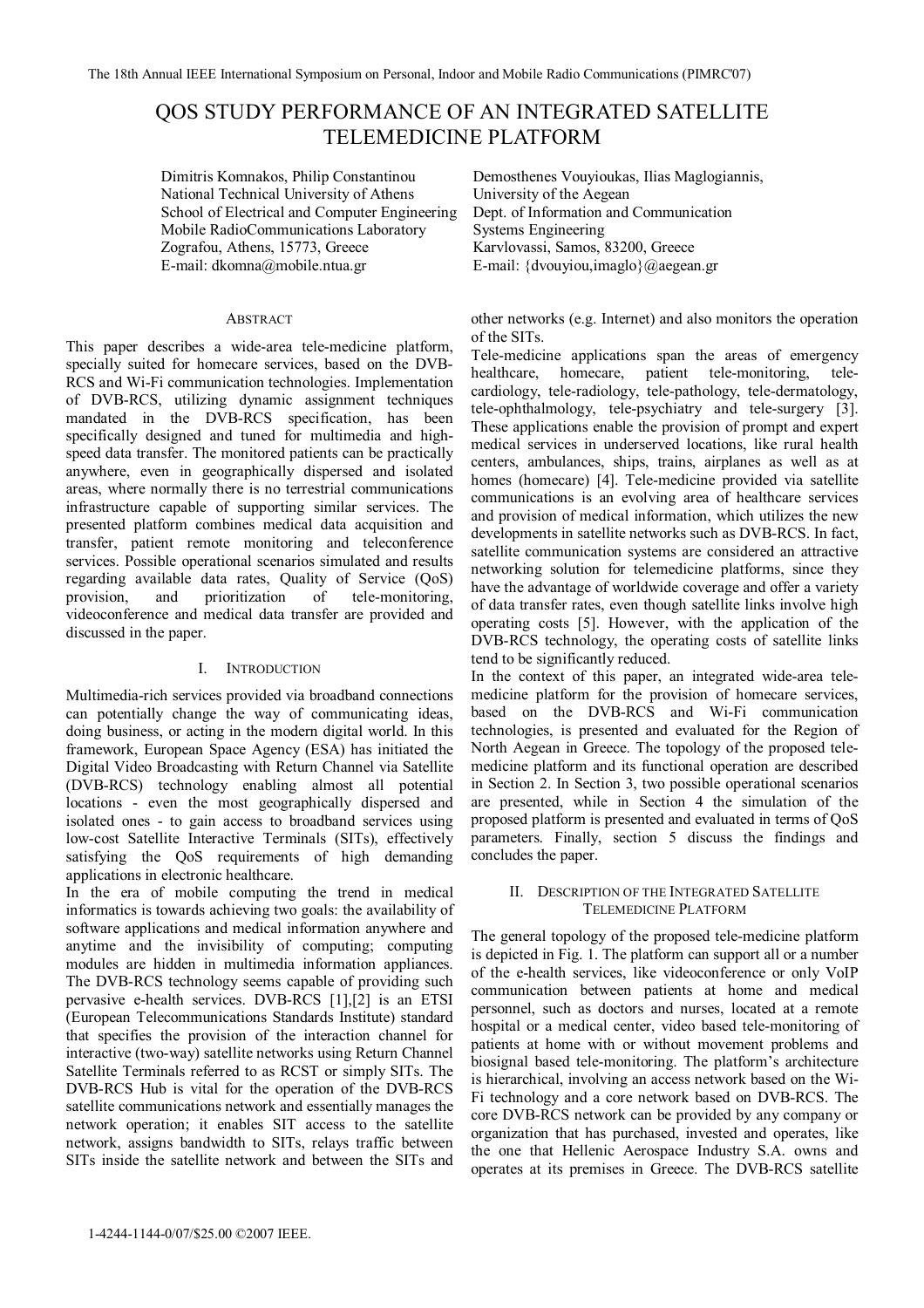# QOS STUDY PERFORMANCE OF AN INTEGRATED SATELLITE TELEMEDICINE PLATFORM

Dimitris Komnakos, Philip Constantinou
National Technical University of Athens
School of Electrical and Computer Engineering
Mobile RadioCommunications Laboratory
Zografou, Athens, 15773, Greece
E-mail: dkomna@mobile.ntua.gr

Demosthenes Vouyioukas, Ilias Maglogiannis,
University of the Aegean
Dept. of Information and Communication Systems Engineering
Karvlovassi, Samos, 83200, Greece
E-mail: {dvouyiou,imaglo}@aegean.gr

## ABSTRACT

This paper describes a wide-area tele-medicine platform, specially suited for homecare services, based on the DVB-RCS and Wi-Fi communication technologies. Implementation of DVB-RCS, utilizing dynamic assignment techniques mandated in the DVB-RCS specification, has been specifically designed and tuned for multimedia and high-speed data transfer. The monitored patients can be practically anywhere, even in geographically dispersed and isolated areas, where normally there is no terrestrial communications infrastructure capable of supporting similar services. The presented platform combines medical data acquisition and transfer, patient remote monitoring and teleconference services. Possible operational scenarios simulated and results regarding available data rates, Quality of Service (QoS) provision, and prioritization of tele-monitoring, videoconference and medical data transfer are provided and discussed in the paper.

## I. INTRODUCTION

Multimedia-rich services provided via broadband connections can potentially change the way of communicating ideas, doing business, or acting in the modern digital world. In this framework, European Space Agency (ESA) has initiated the Digital Video Broadcasting with Return Channel via Satellite (DVB-RCS) technology enabling almost all potential locations - even the most geographically dispersed and isolated ones - to gain access to broadband services using low-cost Satellite Interactive Terminals (SITs), effectively satisfying the QoS requirements of high demanding applications in electronic healthcare.

In the era of mobile computing the trend in medical informatics is towards achieving two goals: the availability of software applications and medical information anywhere and anytime and the invisibility of computing; computing modules are hidden in multimedia information appliances. The DVB-RCS technology seems capable of providing such pervasive e-health services. DVB-RCS [1],[2] is an ETSI (European Telecommunications Standards Institute) standard that specifies the provision of the interaction channel for interactive (two-way) satellite networks using Return Channel Satellite Terminals referred to as RCST or simply SITs. The DVB-RCS Hub is vital for the operation of the DVB-RCS satellite communications network and essentially manages the network operation; it enables SIT access to the satellite network, assigns bandwidth to SITs, relays traffic between SITs inside the satellite network and between the SITs and other networks (e.g. Internet) and also monitors the operation of the SITs.

Tele-medicine applications span the areas of emergency healthcare, homecare, patient tele-monitoring, tele-cardiology, tele-radiology, tele-pathology, tele-dermatology, tele-ophthalmology, tele-psychiatry and tele-surgery [3]. These applications enable the provision of prompt and expert medical services in underserved locations, like rural health centers, ambulances, ships, trains, airplanes as well as at homes (homecare) [4]. Tele-medicine provided via satellite communications is an evolving area of healthcare services and provision of medical information, which utilizes the new developments in satellite networks such as DVB-RCS. In fact, satellite communication systems are considered an attractive networking solution for telemedicine platforms, since they have the advantage of worldwide coverage and offer a variety of data transfer rates, even though satellite links involve high operating costs [5]. However, with the application of the DVB-RCS technology, the operating costs of satellite links tend to be significantly reduced.

In the context of this paper, an integrated wide-area tele-medicine platform for the provision of homecare services, based on the DVB-RCS and Wi-Fi communication technologies, is presented and evaluated for the Region of North Aegean in Greece. The topology of the proposed tele-medicine platform and its functional operation are described in Section 2. In Section 3, two possible operational scenarios are presented, while in Section 4 the simulation of the proposed platform is presented and evaluated in terms of QoS parameters. Finally, section 5 discuss the findings and concludes the paper.

## II. DESCRIPTION OF THE INTEGRATED SATELLITE TELEMEDICINE PLATFORM

The general topology of the proposed tele-medicine platform is depicted in Fig. 1. The platform can support all or a number of the e-health services, like videoconference or only VoIP communication between patients at home and medical personnel, such as doctors and nurses, located at a remote hospital or a medical center, video based tele-monitoring of patients at home with or without movement problems and biosignal based tele-monitoring. The platform's architecture is hierarchical, involving an access network based on the Wi-Fi technology and a core network based on DVB-RCS. The core DVB-RCS network can be provided by any company or organization that has purchased, invested and operates, like the one that Hellenic Aerospace Industry S.A. owns and operates at its premises in Greece. The DVB-RCS satellite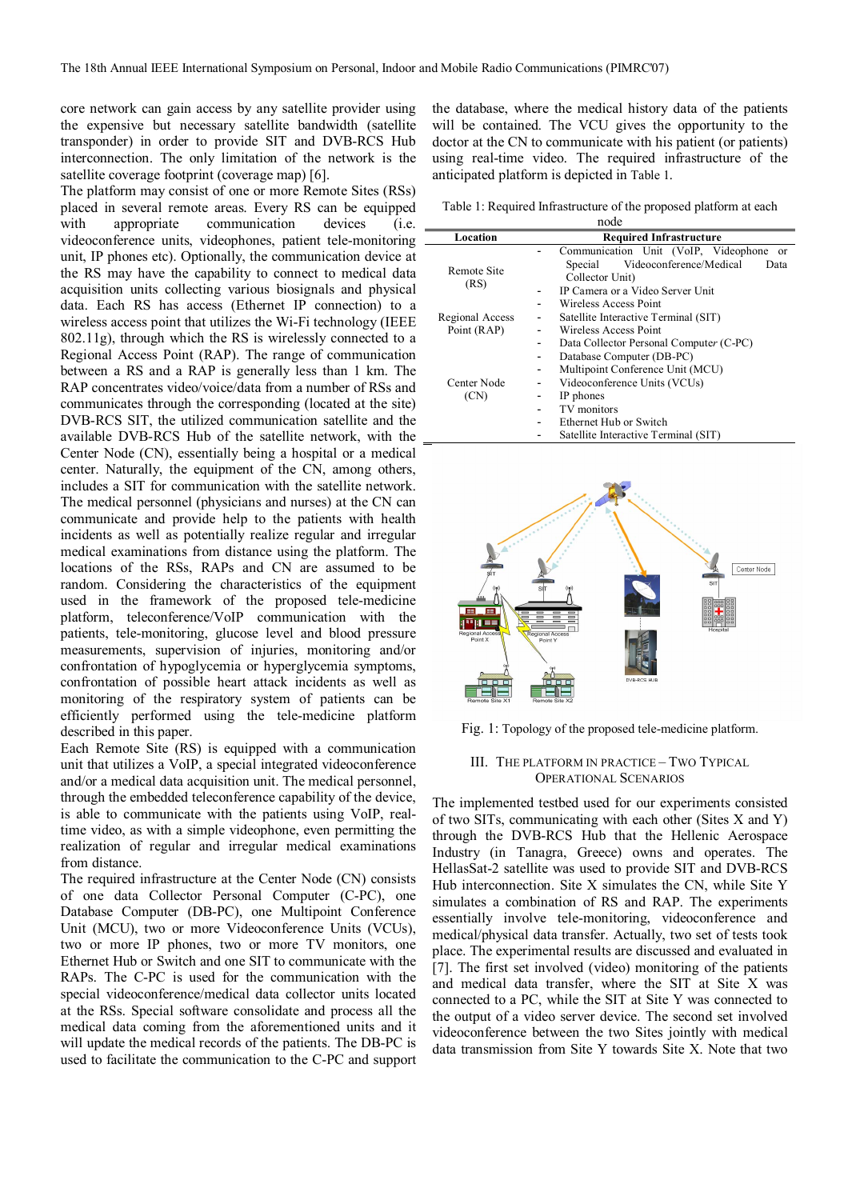core network can gain access by any satellite provider using the expensive but necessary satellite bandwidth (satellite transponder) in order to provide SIT and DVB-RCS Hub interconnection. The only limitation of the network is the satellite coverage footprint (coverage map) [6].

The platform may consist of one or more Remote Sites (RSs) placed in several remote areas. Every RS can be equipped with appropriate communication devices (i.e. videoconference units, videophones, patient tele-monitoring unit, IP phones etc). Optionally, the communication device at the RS may have the capability to connect to medical data acquisition units collecting various biosignals and physical data. Each RS has access (Ethernet IP connection) to a wireless access point that utilizes the Wi-Fi technology (IEEE 802.11g), through which the RS is wirelessly connected to a Regional Access Point (RAP). The range of communication between a RS and a RAP is generally less than 1 km. The RAP concentrates video/voice/data from a number of RSs and communicates through the corresponding (located at the site) DVB-RCS SIT, the utilized communication satellite and the available DVB-RCS Hub of the satellite network, with the Center Node (CN), essentially being a hospital or a medical center. Naturally, the equipment of the CN, among others, includes a SIT for communication with the satellite network. The medical personnel (physicians and nurses) at the CN can communicate and provide help to the patients with health incidents as well as potentially realize regular and irregular medical examinations from distance using the platform. The locations of the RSs, RAPs and CN are assumed to be random. Considering the characteristics of the equipment used in the framework of the proposed tele-medicine platform, teleconference/VoIP communication with the patients, tele-monitoring, glucose level and blood pressure measurements, supervision of injuries, monitoring and/or confrontation of hypoglycemia or hyperglycemia symptoms, confrontation of possible heart attack incidents as well as monitoring of the respiratory system of patients can be efficiently performed using the tele-medicine platform described in this paper.

Each Remote Site (RS) is equipped with a communication unit that utilizes a VoIP, a special integrated videoconference and/or a medical data acquisition unit. The medical personnel, through the embedded teleconference capability of the device, is able to communicate with the patients using VoIP, real-time video, as with a simple videophone, even permitting the realization of regular and irregular medical examinations from distance.

The required infrastructure at the Center Node (CN) consists of one data Collector Personal Computer (C-PC), one Database Computer (DB-PC), one Multipoint Conference Unit (MCU), two or more Videoconference Units (VCUs), two or more IP phones, two or more TV monitors, one Ethernet Hub or Switch and one SIT to communicate with the RAPs. The C-PC is used for the communication with the special videoconference/medical data collector units located at the RSs. Special software consolidate and process all the medical data coming from the aforementioned units and it will update the medical records of the patients. The DB-PC is used to facilitate the communication to the C-PC and support the database, where the medical history data of the patients will be contained. The VCU gives the opportunity to the doctor at the CN to communicate with his patient (or patients) using real-time video. The required infrastructure of the anticipated platform is depicted in Table 1.

Table 1: Required Infrastructure of the proposed platform at each node

| Location | Required Infrastructure |
|---|---|
| Remote Site (RS) | - Communication Unit (VoIP, Videophone or Special Videoconference/Medical Data Collector Unit)<br>- IP Camera or a Video Server Unit<br>- Wireless Access Point |
| Regional Access Point (RAP) | - Satellite Interactive Terminal (SIT)<br>- Wireless Access Point |
| Center Node (CN) | - Data Collector Personal Computer (C-PC)<br>- Database Computer (DB-PC)<br>- Multipoint Conference Unit (MCU)<br>- Videoconference Units (VCUs)<br>- IP phones<br>- TV monitors<br>- Ethernet Hub or Switch<br>- Satellite Interactive Terminal (SIT) |

Center Node
SIT
SIT
SIT
Regional Access Point X
Regional Access Point Y
Hospital
DVB-RCS HUB
Remote Site X1
Remote Site X2

Fig. 1: Topology of the proposed tele-medicine platform.

## III. The Platform in Practice – Two Typical Operational Scenarios

The implemented testbed used for our experiments consisted of two SITs, communicating with each other (Sites X and Y) through the DVB-RCS Hub that the Hellenic Aerospace Industry (in Tanagra, Greece) owns and operates. The HellasSat-2 satellite was used to provide SIT and DVB-RCS Hub interconnection. Site X simulates the CN, while Site Y simulates a combination of RS and RAP. The experiments essentially involve tele-monitoring, videoconference and medical/physical data transfer. Actually, two set of tests took place. The experimental results are discussed and evaluated in [7]. The first set involved (video) monitoring of the patients and medical data transfer, where the SIT at Site X was connected to a PC, while the SIT at Site Y was connected to the output of a video server device. The second set involved videoconference between the two Sites jointly with medical data transmission from Site Y towards Site X. Note that two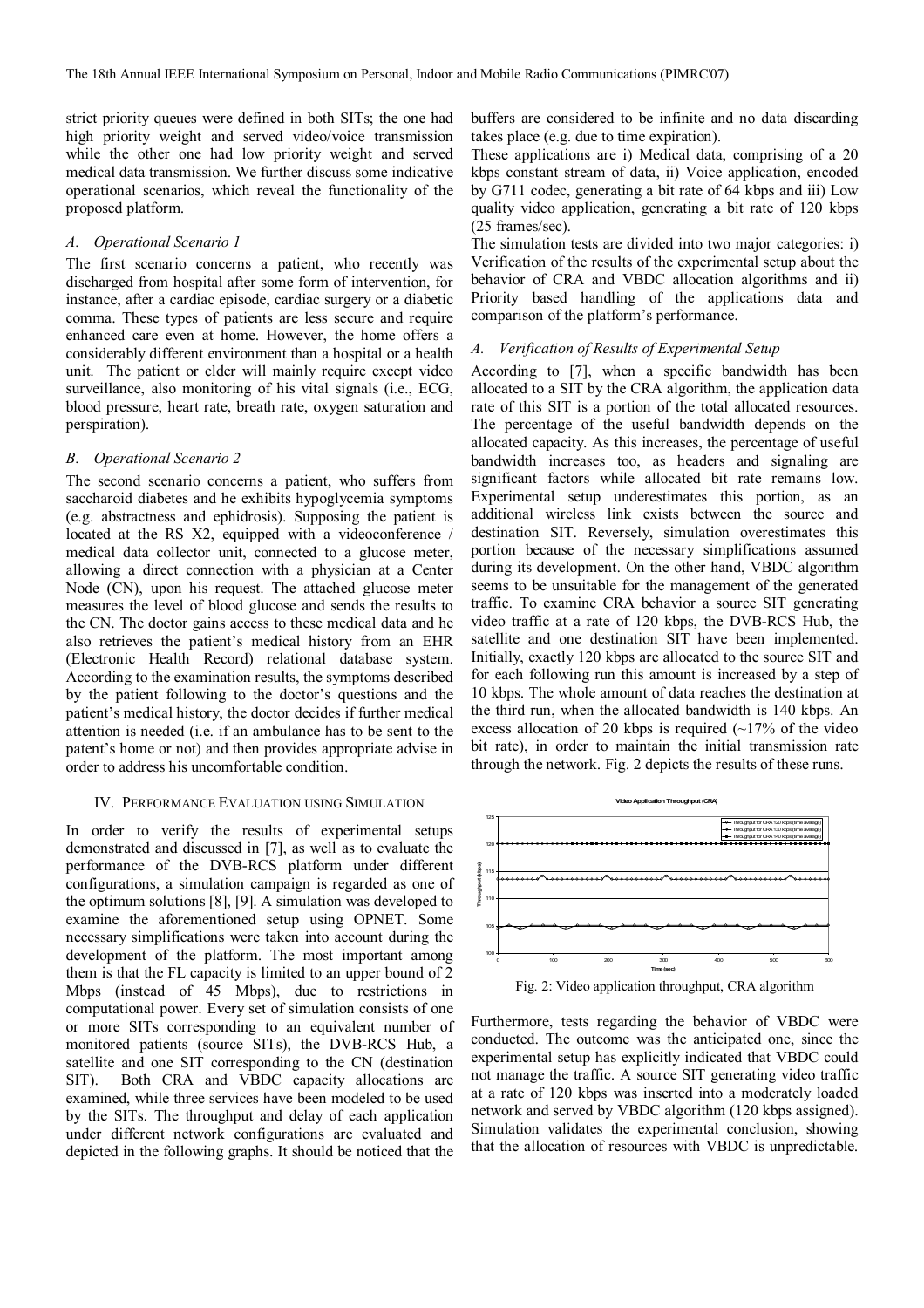strict priority queues were defined in both SITs; the one had high priority weight and served video/voice transmission while the other one had low priority weight and served medical data transmission. We further discuss some indicative operational scenarios, which reveal the functionality of the proposed platform.

### *A. Operational Scenario 1*

The first scenario concerns a patient, who recently was discharged from hospital after some form of intervention, for instance, after a cardiac episode, cardiac surgery or a diabetic comma. These types of patients are less secure and require enhanced care even at home. However, the home offers a considerably different environment than a hospital or a health unit. The patient or elder will mainly require except video surveillance, also monitoring of his vital signals (i.e., ECG, blood pressure, heart rate, breath rate, oxygen saturation and perspiration).

### *B. Operational Scenario 2*

The second scenario concerns a patient, who suffers from saccharoid diabetes and he exhibits hypoglycemia symptoms (e.g. abstractness and ephidrosis). Supposing the patient is located at the RS X2, equipped with a videoconference / medical data collector unit, connected to a glucose meter, allowing a direct connection with a physician at a Center Node (CN), upon his request. The attached glucose meter measures the level of blood glucose and sends the results to the CN. The doctor gains access to these medical data and he also retrieves the patient's medical history from an EHR (Electronic Health Record) relational database system. According to the examination results, the symptoms described by the patient following to the doctor's questions and the patient's medical history, the doctor decides if further medical attention is needed (i.e. if an ambulance has to be sent to the patent's home or not) and then provides appropriate advise in order to address his uncomfortable condition.

## IV. Performance Evaluation using Simulation

In order to verify the results of experimental setups demonstrated and discussed in [7], as well as to evaluate the performance of the DVB-RCS platform under different configurations, a simulation campaign is regarded as one of the optimum solutions [8], [9]. A simulation was developed to examine the aforementioned setup using OPNET. Some necessary simplifications were taken into account during the development of the platform. The most important among them is that the FL capacity is limited to an upper bound of 2 Mbps (instead of 45 Mbps), due to restrictions in computational power. Every set of simulation consists of one or more SITs corresponding to an equivalent number of monitored patients (source SITs), the DVB-RCS Hub, a satellite and one SIT corresponding to the CN (destination SIT). Both CRA and VBDC capacity allocations are examined, while three services have been modeled to be used by the SITs. The throughput and delay of each application under different network configurations are evaluated and depicted in the following graphs. It should be noticed that the buffers are considered to be infinite and no data discarding takes place (e.g. due to time expiration).

These applications are i) Medical data, comprising of a 20 kbps constant stream of data, ii) Voice application, encoded by G711 codec, generating a bit rate of 64 kbps and iii) Low quality video application, generating a bit rate of 120 kbps (25 frames/sec).

The simulation tests are divided into two major categories: i) Verification of the results of the experimental setup about the behavior of CRA and VBDC allocation algorithms and ii) Priority based handling of the applications data and comparison of the platform's performance.

### *A. Verification of Results of Experimental Setup*

According to [7], when a specific bandwidth has been allocated to a SIT by the CRA algorithm, the application data rate of this SIT is a portion of the total allocated resources. The percentage of the useful bandwidth depends on the allocated capacity. As this increases, the percentage of useful bandwidth increases too, as headers and signaling are significant factors while allocated bit rate remains low. Experimental setup underestimates this portion, as an additional wireless link exists between the source and destination SIT. Reversely, simulation overestimates this portion because of the necessary simplifications assumed during its development. On the other hand, VBDC algorithm seems to be unsuitable for the management of the generated traffic. To examine CRA behavior a source SIT generating video traffic at a rate of 120 kbps, the DVB-RCS Hub, the satellite and one destination SIT have been implemented. Initially, exactly 120 kbps are allocated to the source SIT and for each following run this amount is increased by a step of 10 kbps. The whole amount of data reaches the destination at the third run, when the allocated bandwidth is 140 kbps. An excess allocation of 20 kbps is required (~17% of the video bit rate), in order to maintain the initial transmission rate through the network. Fig. 2 depicts the results of these runs.

Fig. 2: Video application throughput, CRA algorithm

Furthermore, tests regarding the behavior of VBDC were conducted. The outcome was the anticipated one, since the experimental setup has explicitly indicated that VBDC could not manage the traffic. A source SIT generating video traffic at a rate of 120 kbps was inserted into a moderately loaded network and served by VBDC algorithm (120 kbps assigned). Simulation validates the experimental conclusion, showing that the allocation of resources with VBDC is unpredictable.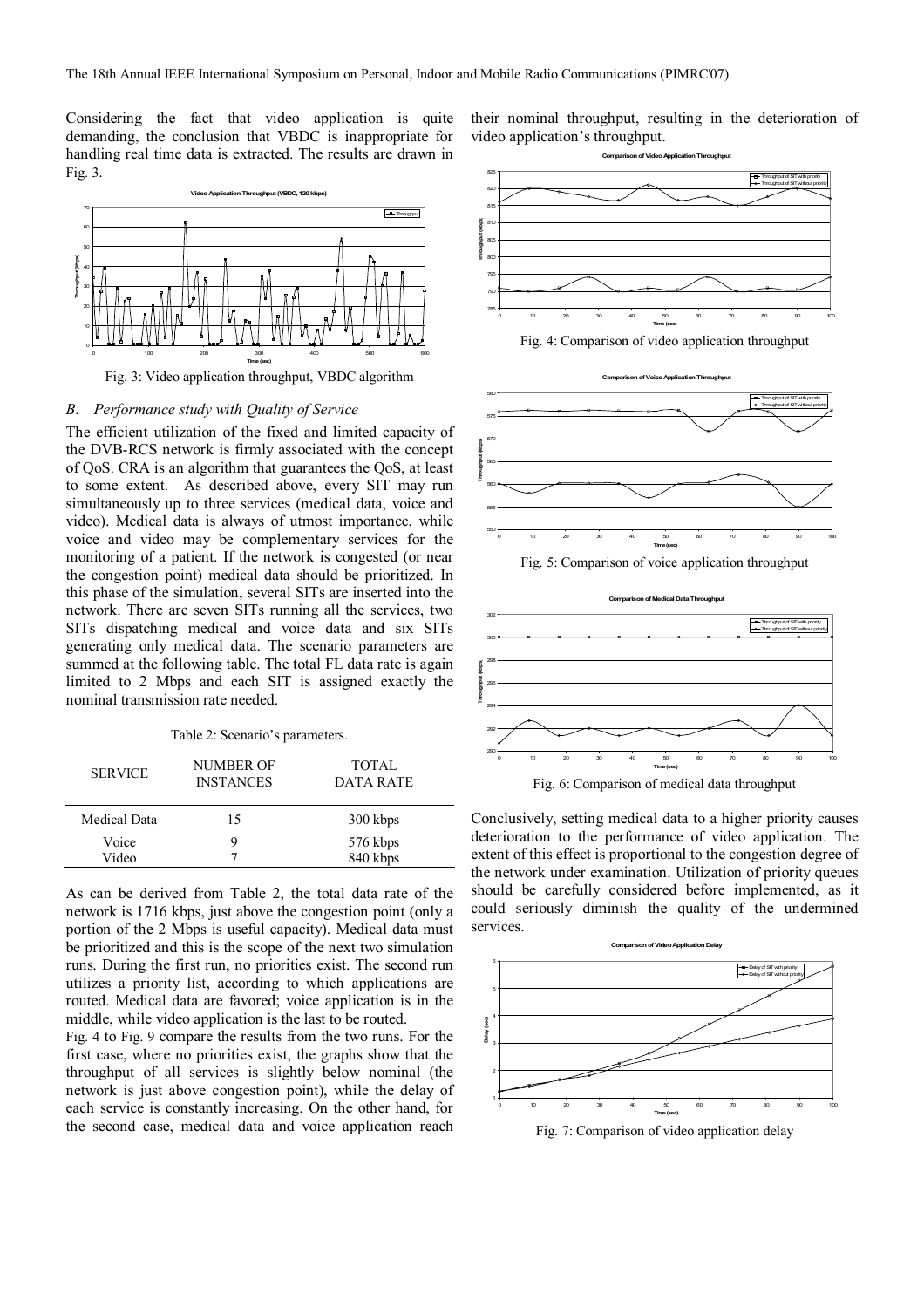Considering the fact that video application is quite demanding, the conclusion that VBDC is inappropriate for handling real time data is extracted. The results are drawn in Fig. 3.

Fig. 3: Video application throughput, VBDC algorithm

### *B. Performance study with Quality of Service*

The efficient utilization of the fixed and limited capacity of the DVB-RCS network is firmly associated with the concept of QoS. CRA is an algorithm that guarantees the QoS, at least to some extent. As described above, every SIT may run simultaneously up to three services (medical data, voice and video). Medical data is always of utmost importance, while voice and video may be complementary services for the monitoring of a patient. If the network is congested (or near the congestion point) medical data should be prioritized. In this phase of the simulation, several SITs are inserted into the network. There are seven SITs running all the services, two SITs dispatching medical and voice data and six SITs generating only medical data. The scenario parameters are summed at the following table. The total FL data rate is again limited to 2 Mbps and each SIT is assigned exactly the nominal transmission rate needed.

Table 2: Scenario's parameters.

| SERVICE | NUMBER OF INSTANCES | TOTAL DATA RATE |
|---|---|---|
| Medical Data | 15 | 300 kbps |
| Voice | 9 | 576 kbps |
| Video | 7 | 840 kbps |

As can be derived from Table 2, the total data rate of the network is 1716 kbps, just above the congestion point (only a portion of the 2 Mbps is useful capacity). Medical data must be prioritized and this is the scope of the next two simulation runs. During the first run, no priorities exist. The second run utilizes a priority list, according to which applications are routed. Medical data are favored; voice application is in the middle, while video application is the last to be routed.

Fig. 4 to Fig. 9 compare the results from the two runs. For the first case, where no priorities exist, the graphs show that the throughput of all services is slightly below nominal (the network is just above congestion point), while the delay of each service is constantly increasing. On the other hand, for the second case, medical data and voice application reach their nominal throughput, resulting in the deterioration of video application's throughput.

Fig. 4: Comparison of video application throughput

Fig. 5: Comparison of voice application throughput

Fig. 6: Comparison of medical data throughput

Conclusively, setting medical data to a higher priority causes deterioration to the performance of video application. The extent of this effect is proportional to the congestion degree of the network under examination. Utilization of priority queues should be carefully considered before implemented, as it could seriously diminish the quality of the undermined services.

Fig. 7: Comparison of video application delay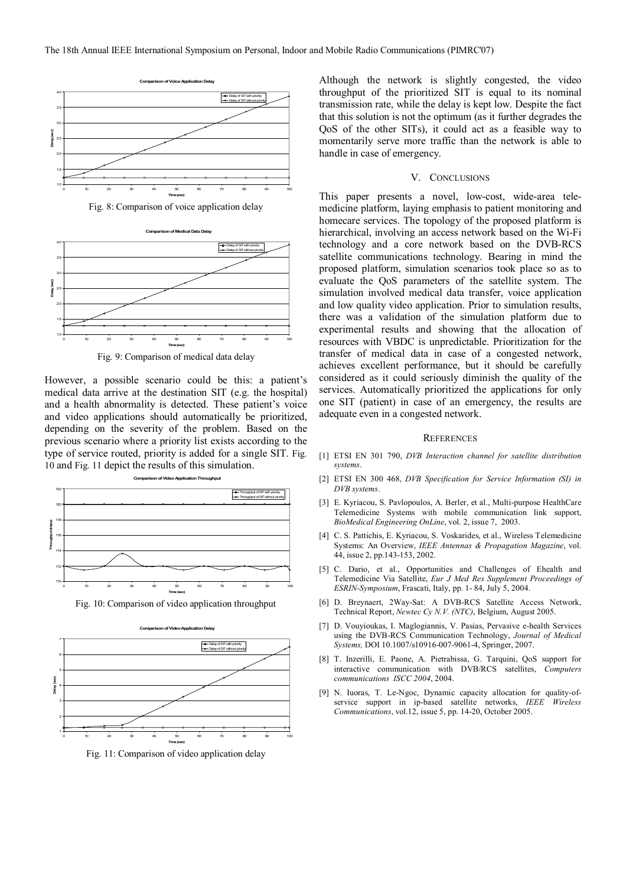Comparison of Voice Application Delay

Delay of SIT with priority
Delay of SIT without priority

Delay (sec)

4.0
3.5
3.0
2.5
2.0
1.5
1.0

0 10 20 30 40 50 60 70 80 90 100

Time (sec)

Fig. 8: Comparison of voice application delay

Comparison of Medical Data Delay

Delay of SIT with priority
Delay of SIT without priority

Delay (sec)

4.0
3.5
3.0
2.5
2.0
1.5
1.0

0 10 20 30 40 50 60 70 80 90 100

Time (sec)

Fig. 9: Comparison of medical data delay

However, a possible scenario could be this: a patient's medical data arrive at the destination SIT (e.g. the hospital) and a health abnormality is detected. These patient's voice and video applications should automatically be prioritized, depending on the severity of the problem. Based on the previous scenario where a priority list exists according to the type of service routed, priority is added for a single SIT. Fig. 10 and Fig. 11 depict the results of this simulation.

Comparison of Video Application Throughput

Throughput of SIT with priority
Throughput of SIT without priority

Throughput (kbps)

122
120
118
116
114
112
110

0 10 20 30 40 50 60 70 80 90 100

Time (sec)

Fig. 10: Comparison of video application throughput

Comparison of Video Application Delay

Delay of SIT with priority
Delay of SIT without priority

Delay (sec)

7
6
5
4
3
2
1

0 10 20 30 40 50 60 70 80 90 100

Time (sec)

Fig. 11: Comparison of video application delay

Although the network is slightly congested, the video throughput of the prioritized SIT is equal to its nominal transmission rate, while the delay is kept low. Despite the fact that this solution is not the optimum (as it further degrades the QoS of the other SITs), it could act as a feasible way to momentarily serve more traffic than the network is able to handle in case of emergency.

## V. CONCLUSIONS

This paper presents a novel, low-cost, wide-area tele-medicine platform, laying emphasis to patient monitoring and homecare services. The topology of the proposed platform is hierarchical, involving an access network based on the Wi-Fi technology and a core network based on the DVB-RCS satellite communications technology. Bearing in mind the proposed platform, simulation scenarios took place so as to evaluate the QoS parameters of the satellite system. The simulation involved medical data transfer, voice application and low quality video application. Prior to simulation results, there was a validation of the simulation platform due to experimental results and showing that the allocation of resources with VBDC is unpredictable. Prioritization for the transfer of medical data in case of a congested network, achieves excellent performance, but it should be carefully considered as it could seriously diminish the quality of the services. Automatically prioritized the applications for only one SIT (patient) in case of an emergency, the results are adequate even in a congested network.

## REFERENCES

[1] ETSI EN 301 790, *DVB Interaction channel for satellite distribution systems*.

[2] ETSI EN 300 468, *DVB Specification for Service Information (SI) in DVB systems*.

[3] E. Kyriacou, S. Pavlopoulos, A. Berler, et al., Multi-purpose HealthCare Telemedicine Systems with mobile communication link support, *BioMedical Engineering OnLine*, vol. 2, issue 7, 2003.

[4] C. S. Pattichis, E. Kyriacou, S. Voskarides, et al., Wireless Telemedicine Systems: An Overview, *IEEE Antennas & Propagation Magazine*, vol. 44, issue 2, pp.143-153, 2002.

[5] C. Dario, et al., Opportunities and Challenges of Ehealth and Telemedicine Via Satellite, *Eur J Med Res Supplement Proceedings of ESRIN-Symposium*, Frascati, Italy, pp. 1- 84, July 5, 2004.

[6] D. Breynaert, 2Way-Sat: A DVB-RCS Satellite Access Network, Technical Report, *Newtec Cy N.V. (NTC)*, Belgium, August 2005.

[7] D. Vouyioukas, I. Maglogiannis, V. Pasias, Pervasive e-health Services using the DVB-RCS Communication Technology, *Journal of Medical Systems,* DOI 10.1007/s10916-007-9061-4, Springer, 2007.

[8] T. Inzerilli, E. Paone, A. Pietrabissa, G. Tarquini, QoS support for interactive communication with DVB/RCS satellites, *Computers communications ISCC 2004*, 2004.

[9] N. Iuoras, T. Le-Ngoc, Dynamic capacity allocation for quality-of-service support in ip-based satellite networks, *IEEE Wireless Communications*, vol.12, issue 5, pp. 14-20, October 2005.